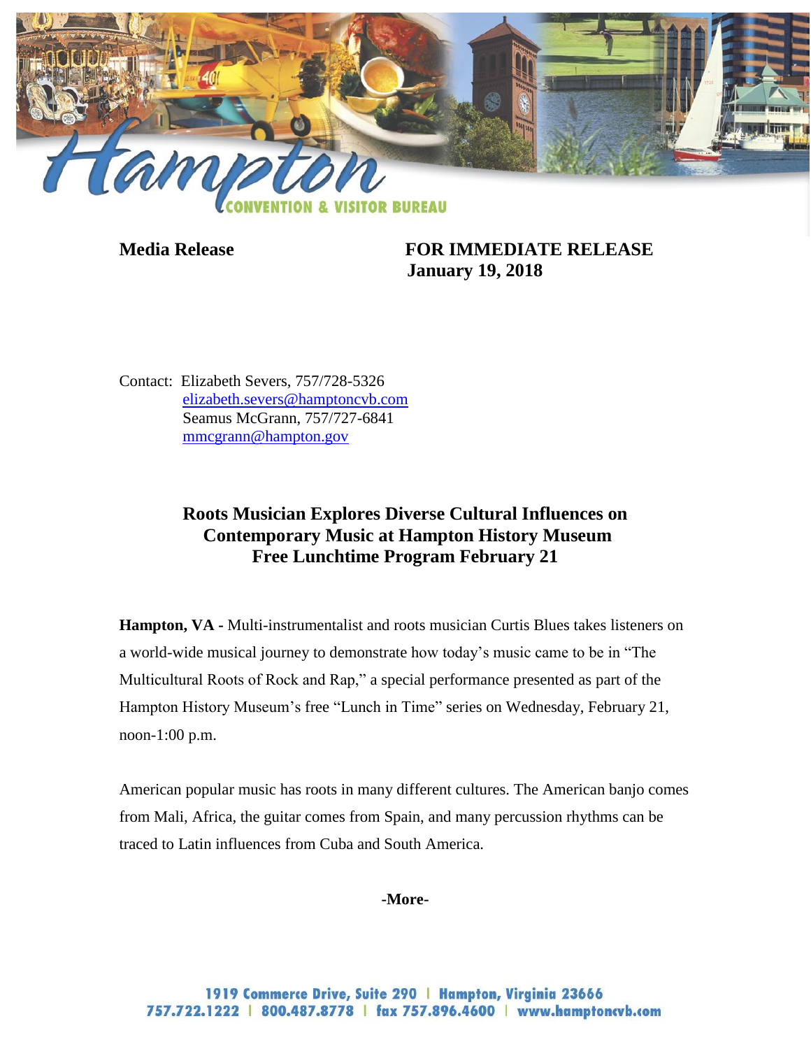**Media Release** **FOR IMMEDIATE RELEASE**
**January 19, 2018**

Contact: Elizabeth Severs, 757/728-5326
elizabeth.severs@hamptoncvb.com
Seamus McGrann, 757/727-6841
mmcgrann@hampton.gov

## Roots Musician Explores Diverse Cultural Influences on Contemporary Music at Hampton History Museum Free Lunchtime Program February 21

**Hampton, VA -** Multi-instrumentalist and roots musician Curtis Blues takes listeners on a world-wide musical journey to demonstrate how today's music came to be in "The Multicultural Roots of Rock and Rap," a special performance presented as part of the Hampton History Museum's free "Lunch in Time" series on Wednesday, February 21, noon-1:00 p.m.

American popular music has roots in many different cultures. The American banjo comes from Mali, Africa, the guitar comes from Spain, and many percussion rhythms can be traced to Latin influences from Cuba and South America.

**-More-**

1919 Commerce Drive, Suite 290 | Hampton, Virginia 23666
757.722.1222 | 800.487.8778 | fax 757.896.4600 | www.hamptoncvb.com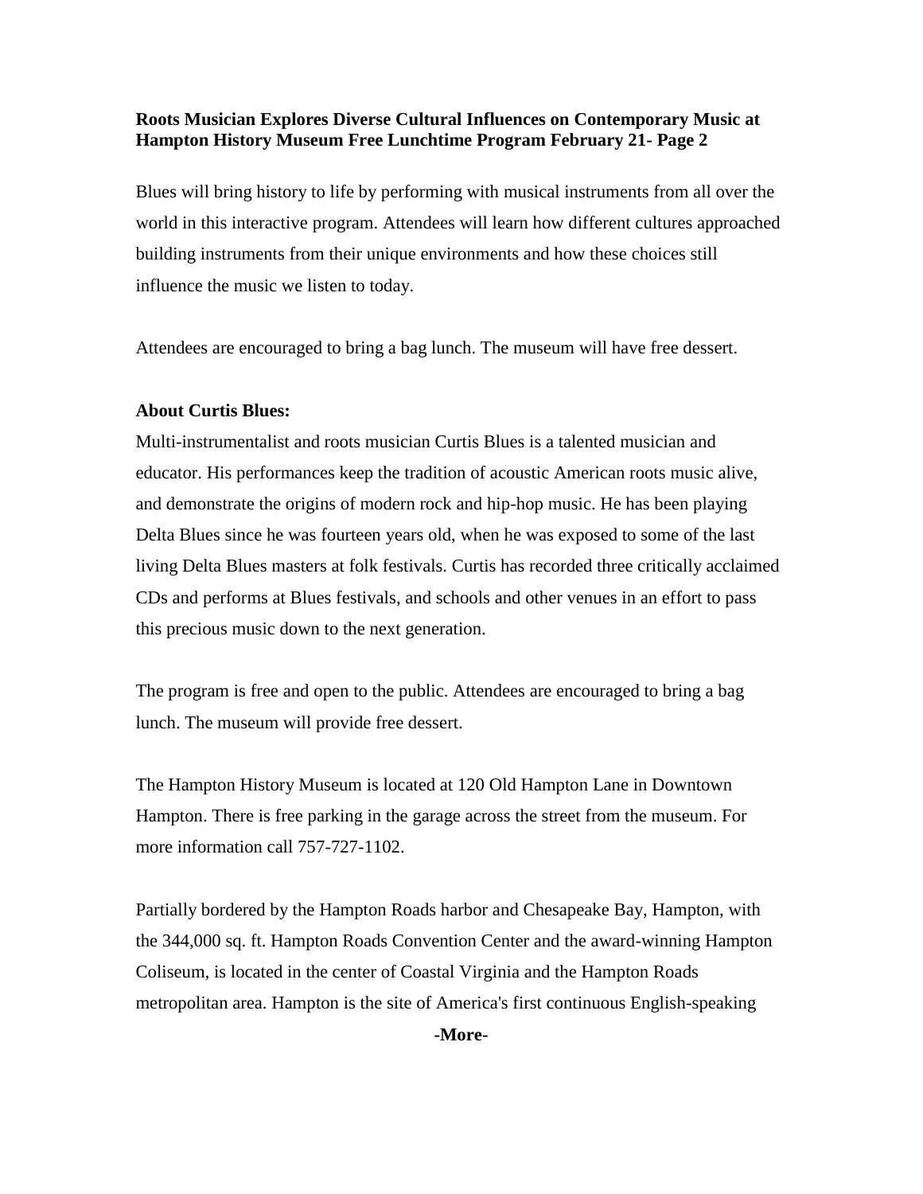Blues will bring history to life by performing with musical instruments from all over the world in this interactive program. Attendees will learn how different cultures approached building instruments from their unique environments and how these choices still influence the music we listen to today.

Attendees are encouraged to bring a bag lunch. The museum will have free dessert.

**About Curtis Blues:**

Multi-instrumentalist and roots musician Curtis Blues is a talented musician and educator. His performances keep the tradition of acoustic American roots music alive, and demonstrate the origins of modern rock and hip-hop music. He has been playing Delta Blues since he was fourteen years old, when he was exposed to some of the last living Delta Blues masters at folk festivals. Curtis has recorded three critically acclaimed CDs and performs at Blues festivals, and schools and other venues in an effort to pass this precious music down to the next generation.

The program is free and open to the public. Attendees are encouraged to bring a bag lunch. The museum will provide free dessert.

The Hampton History Museum is located at 120 Old Hampton Lane in Downtown Hampton. There is free parking in the garage across the street from the museum. For more information call 757-727-1102.

Partially bordered by the Hampton Roads harbor and Chesapeake Bay, Hampton, with the 344,000 sq. ft. Hampton Roads Convention Center and the award-winning Hampton Coliseum, is located in the center of Coastal Virginia and the Hampton Roads metropolitan area. Hampton is the site of America's first continuous English-speaking

**-More-**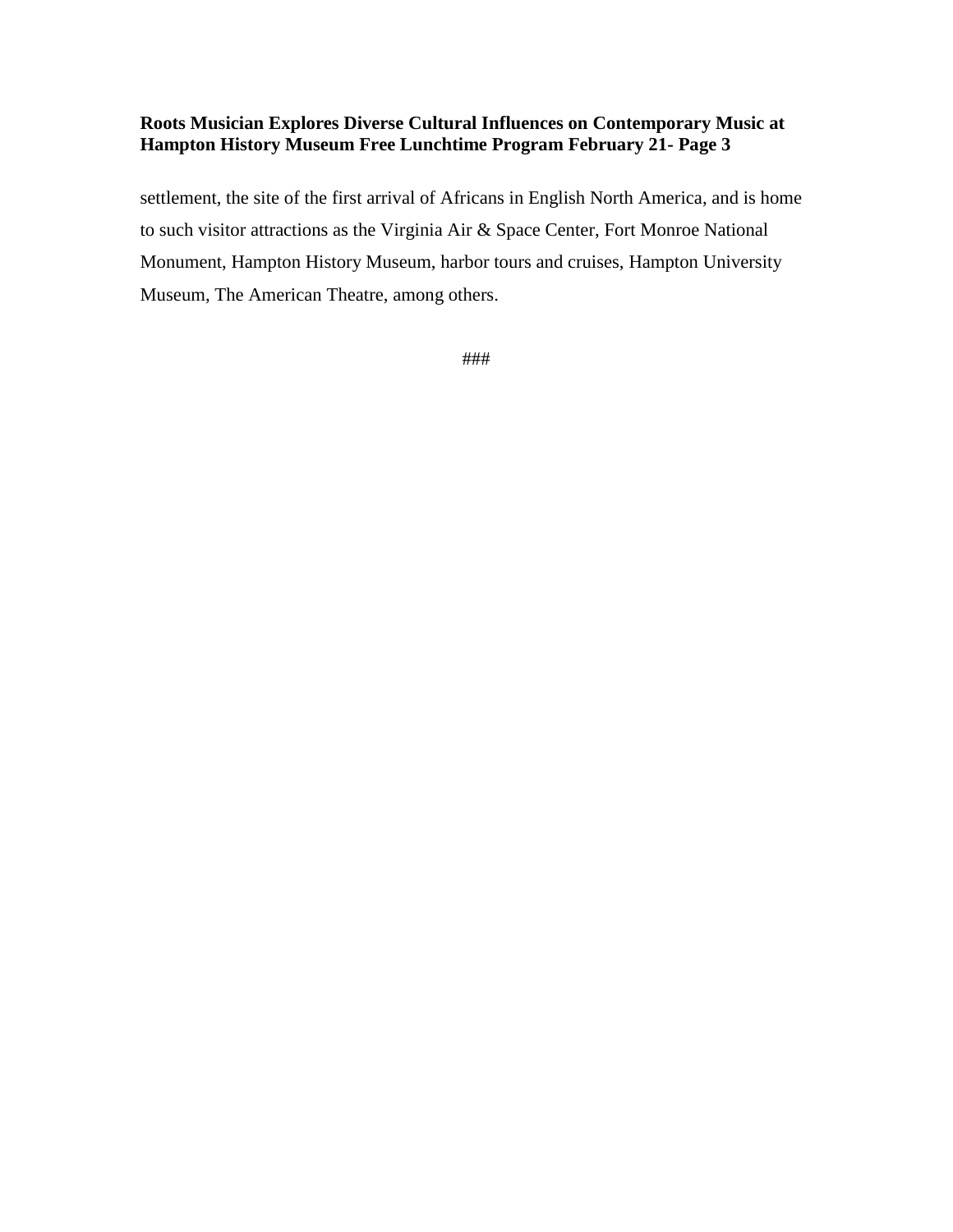settlement, the site of the first arrival of Africans in English North America, and is home to such visitor attractions as the Virginia Air & Space Center, Fort Monroe National Monument, Hampton History Museum, harbor tours and cruises, Hampton University Museum, The American Theatre, among others.

###